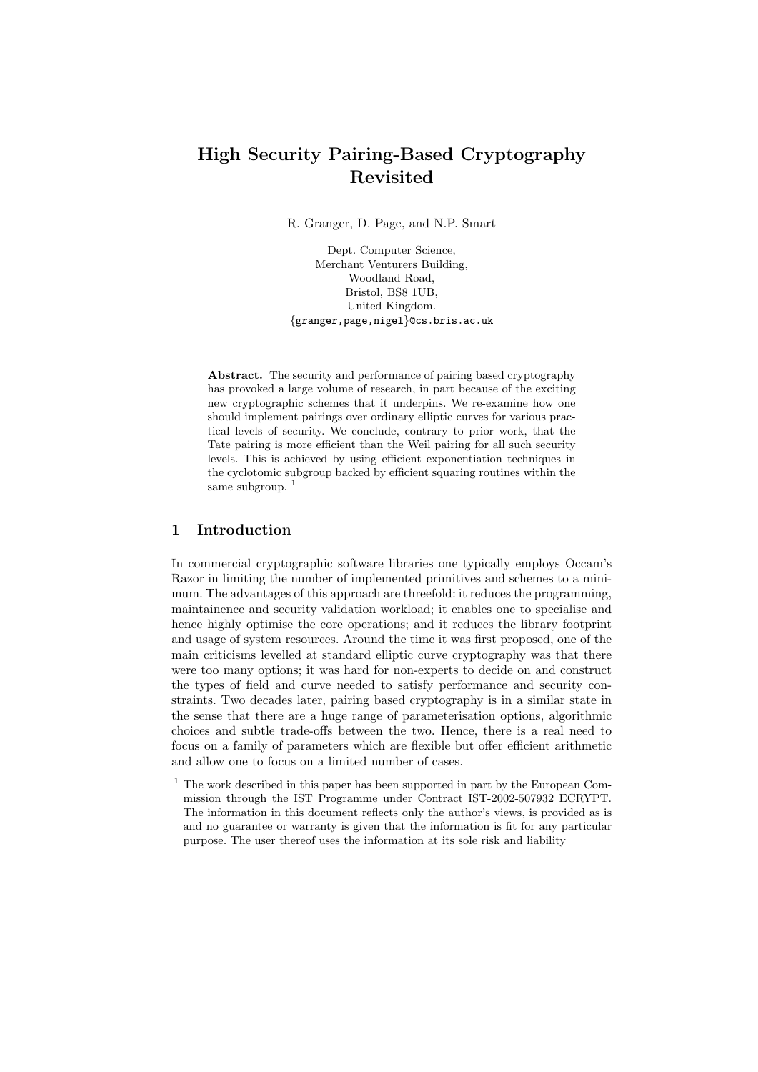# High Security Pairing-Based Cryptography Revisited

R. Granger, D. Page, and N.P. Smart

Dept. Computer Science,
Merchant Venturers Building,
Woodland Road,
Bristol, BS8 1UB,
United Kingdom.
{granger,page,nigel}@cs.bris.ac.uk

**Abstract.** The security and performance of pairing based cryptography has provoked a large volume of research, in part because of the exciting new cryptographic schemes that it underpins. We re-examine how one should implement pairings over ordinary elliptic curves for various practical levels of security. We conclude, contrary to prior work, that the Tate pairing is more efficient than the Weil pairing for all such security levels. This is achieved by using efficient exponentiation techniques in the cyclotomic subgroup backed by efficient squaring routines within the same subgroup. [1]

## 1 Introduction

In commercial cryptographic software libraries one typically employs Occam's Razor in limiting the number of implemented primitives and schemes to a minimum. The advantages of this approach are threefold: it reduces the programming, maintainence and security validation workload; it enables one to specialise and hence highly optimise the core operations; and it reduces the library footprint and usage of system resources. Around the time it was first proposed, one of the main criticisms levelled at standard elliptic curve cryptography was that there were too many options; it was hard for non-experts to decide on and construct the types of field and curve needed to satisfy performance and security constraints. Two decades later, pairing based cryptography is in a similar state in the sense that there are a huge range of parameterisation options, algorithmic choices and subtle trade-offs between the two. Hence, there is a real need to focus on a family of parameters which are flexible but offer efficient arithmetic and allow one to focus on a limited number of cases.

[1] The work described in this paper has been supported in part by the European Commission through the IST Programme under Contract IST-2002-507932 ECRYPT. The information in this document reflects only the author's views, is provided as is and no guarantee or warranty is given that the information is fit for any particular purpose. The user thereof uses the information at its sole risk and liability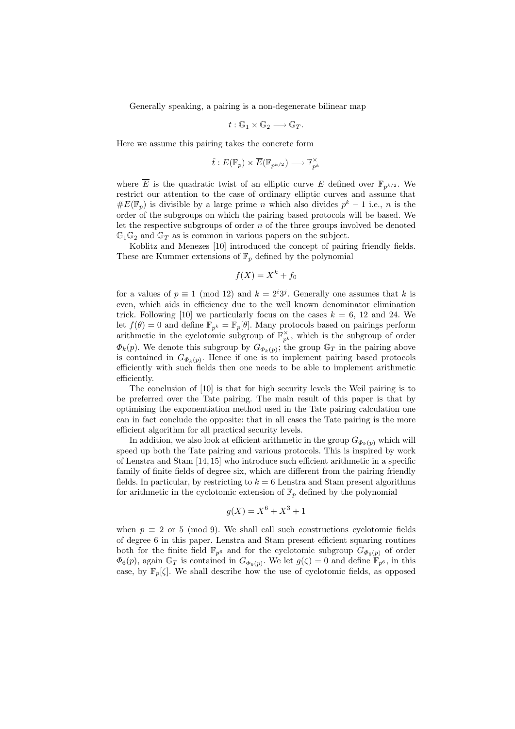Generally speaking, a pairing is a non-degenerate bilinear map

$$t : \mathbb{G}_1 \times \mathbb{G}_2 \longrightarrow \mathbb{G}_T.$$

Here we assume this pairing takes the concrete form

$$\hat{t} : E(\mathbb{F}_p) \times \overline{E}(\mathbb{F}_{p^{k/2}}) \longrightarrow \mathbb{F}_{p^k}^{\times}$$

where $\overline{E}$ is the quadratic twist of an elliptic curve $E$ defined over $\mathbb{F}_{p^{k/2}}$. We restrict our attention to the case of ordinary elliptic curves and assume that $\#E(\mathbb{F}_p)$ is divisible by a large prime $n$ which also divides $p^k - 1$ i.e., $n$ is the order of the subgroups on which the pairing based protocols will be based. We let the respective subgroups of order $n$ of the three groups involved be denoted $\mathbb{G}_1\mathbb{G}_2$ and $\mathbb{G}_T$ as is common in various papers on the subject.

Koblitz and Menezes [10] introduced the concept of pairing friendly fields. These are Kummer extensions of $\mathbb{F}_p$ defined by the polynomial

$$f(X) = X^k + f_0$$

for a values of $p \equiv 1 \pmod{12}$ and $k = 2^i 3^j$. Generally one assumes that $k$ is even, which aids in efficiency due to the well known denominator elimination trick. Following [10] we particularly focus on the cases $k = 6$, $12$ and $24$. We let $f(\theta) = 0$ and define $\mathbb{F}_{p^k} = \mathbb{F}_p[\theta]$. Many protocols based on pairings perform arithmetic in the cyclotomic subgroup of $\mathbb{F}_{p^k}^{\times}$, which is the subgroup of order $\Phi_k(p)$. We denote this subgroup by $G_{\Phi_k(p)}$; the group $\mathbb{G}_T$ in the pairing above is contained in $G_{\Phi_k(p)}$. Hence if one is to implement pairing based protocols efficiently with such fields then one needs to be able to implement arithmetic efficiently.

The conclusion of [10] is that for high security levels the Weil pairing is to be preferred over the Tate pairing. The main result of this paper is that by optimising the exponentiation method used in the Tate pairing calculation one can in fact conclude the opposite: that in all cases the Tate pairing is the more efficient algorithm for all practical security levels.

In addition, we also look at efficient arithmetic in the group $G_{\Phi_k(p)}$ which will speed up both the Tate pairing and various protocols. This is inspired by work of Lenstra and Stam [14, 15] who introduce such efficient arithmetic in a specific family of finite fields of degree six, which are different from the pairing friendly fields. In particular, by restricting to $k = 6$ Lenstra and Stam present algorithms for arithmetic in the cyclotomic extension of $\mathbb{F}_p$ defined by the polynomial

$$g(X) = X^6 + X^3 + 1$$

when $p \equiv 2$ or $5 \pmod 9$. We shall call such constructions cyclotomic fields of degree 6 in this paper. Lenstra and Stam present efficient squaring routines both for the finite field $\mathbb{F}_{p^6}$ and for the cyclotomic subgroup $G_{\Phi_6(p)}$ of order $\Phi_6(p)$, again $\mathbb{G}_T$ is contained in $G_{\Phi_6(p)}$. We let $g(\zeta) = 0$ and define $\mathbb{F}_{p^6}$, in this case, by $\mathbb{F}_p[\zeta]$. We shall describe how the use of cyclotomic fields, as opposed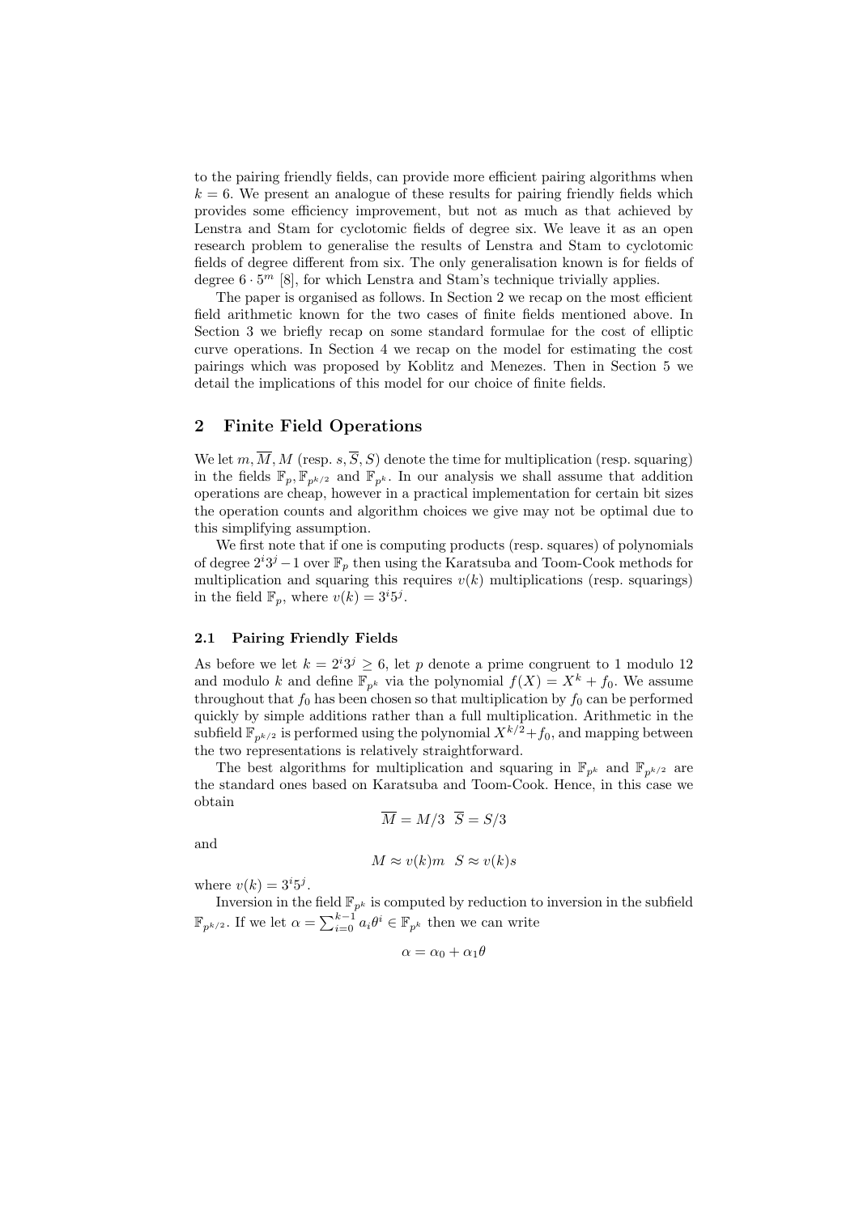to the pairing friendly fields, can provide more efficient pairing algorithms when $k = 6$. We present an analogue of these results for pairing friendly fields which provides some efficiency improvement, but not as much as that achieved by Lenstra and Stam for cyclotomic fields of degree six. We leave it as an open research problem to generalise the results of Lenstra and Stam to cyclotomic fields of degree different from six. The only generalisation known is for fields of degree $6 \cdot 5^m$ [8], for which Lenstra and Stam's technique trivially applies.

The paper is organised as follows. In Section 2 we recap on the most efficient field arithmetic known for the two cases of finite fields mentioned above. In Section 3 we briefly recap on some standard formulae for the cost of elliptic curve operations. In Section 4 we recap on the model for estimating the cost pairings which was proposed by Koblitz and Menezes. Then in Section 5 we detail the implications of this model for our choice of finite fields.

## 2 Finite Field Operations

We let $m, \overline{M}, M$ (resp. $s, \overline{S}, S$) denote the time for multiplication (resp. squaring) in the fields $\mathbb{F}_p, \mathbb{F}_{p^{k/2}}$ and $\mathbb{F}_{p^k}$. In our analysis we shall assume that addition operations are cheap, however in a practical implementation for certain bit sizes the operation counts and algorithm choices we give may not be optimal due to this simplifying assumption.

We first note that if one is computing products (resp. squares) of polynomials of degree $2^i 3^j - 1$ over $\mathbb{F}_p$ then using the Karatsuba and Toom-Cook methods for multiplication and squaring this requires $v(k)$ multiplications (resp. squarings) in the field $\mathbb{F}_p$, where $v(k) = 3^i 5^j$.

### 2.1 Pairing Friendly Fields

As before we let $k = 2^i 3^j \geq 6$, let $p$ denote a prime congruent to 1 modulo 12 and modulo $k$ and define $\mathbb{F}_{p^k}$ via the polynomial $f(X) = X^k + f_0$. We assume throughout that $f_0$ has been chosen so that multiplication by $f_0$ can be performed quickly by simple additions rather than a full multiplication. Arithmetic in the subfield $\mathbb{F}_{p^{k/2}}$ is performed using the polynomial $X^{k/2} + f_0$, and mapping between the two representations is relatively straightforward.

The best algorithms for multiplication and squaring in $\mathbb{F}_{p^k}$ and $\mathbb{F}_{p^{k/2}}$ are the standard ones based on Karatsuba and Toom-Cook. Hence, in this case we obtain

$$\overline{M} = M/3 \quad \overline{S} = S/3$$

and

$$M \approx v(k)m \quad S \approx v(k)s$$

where $v(k) = 3^i 5^j$.

Inversion in the field $\mathbb{F}_{p^k}$ is computed by reduction to inversion in the subfield $\mathbb{F}_{p^{k/2}}$. If we let $\alpha = \sum_{i=0}^{k-1} a_i \theta^i \in \mathbb{F}_{p^k}$ then we can write

$$\alpha = \alpha_0 + \alpha_1 \theta$$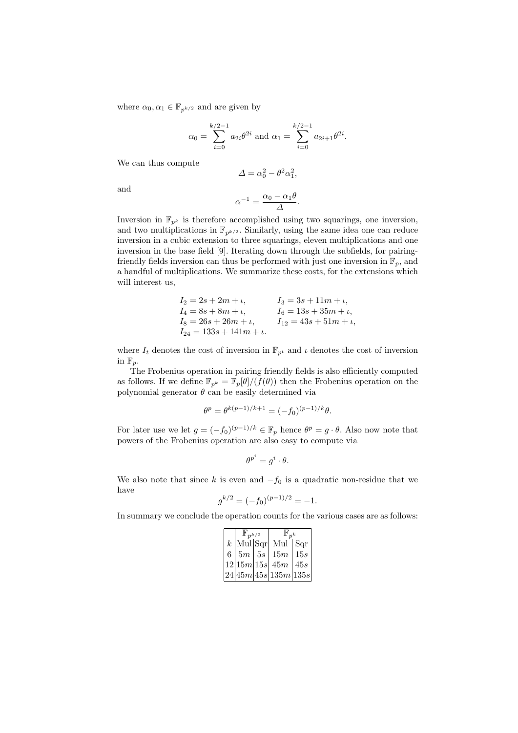where $\alpha_0, \alpha_1 \in \mathbb{F}_{p^{k/2}}$ and are given by

$$\alpha_0 = \sum_{i=0}^{k/2-1} a_{2i}\theta^{2i} \text{ and } \alpha_1 = \sum_{i=0}^{k/2-1} a_{2i+1}\theta^{2i}.$$

We can thus compute

$$\Delta = \alpha_0^2 - \theta^2\alpha_1^2,$$

and

$$\alpha^{-1} = \frac{\alpha_0 - \alpha_1\theta}{\Delta}.$$

Inversion in $\mathbb{F}_{p^k}$ is therefore accomplished using two squarings, one inversion, and two multiplications in $\mathbb{F}_{p^{k/2}}$. Similarly, using the same idea one can reduce inversion in a cubic extension to three squarings, eleven multiplications and one inversion in the base field [9]. Iterating down through the subfields, for pairing-friendly fields inversion can thus be performed with just one inversion in $\mathbb{F}_p$, and a handful of multiplications. We summarize these costs, for the extensions which will interest us,

$$\begin{aligned}
I_2 &= 2s + 2m + \iota, & I_3 &= 3s + 11m + \iota, \\
I_4 &= 8s + 8m + \iota, & I_6 &= 13s + 35m + \iota, \\
I_8 &= 26s + 26m + \iota, & I_{12} &= 43s + 51m + \iota, \\
I_{24} &= 133s + 141m + \iota.
\end{aligned}$$

where $I_t$ denotes the cost of inversion in $\mathbb{F}_{p^t}$ and $\iota$ denotes the cost of inversion in $\mathbb{F}_p$.

The Frobenius operation in pairing friendly fields is also efficiently computed as follows. If we define $\mathbb{F}_{p^k} = \mathbb{F}_p[\theta]/(f(\theta))$ then the Frobenius operation on the polynomial generator $\theta$ can be easily determined via

$$\theta^p = \theta^{k(p-1)/k+1} = (-f_0)^{(p-1)/k}\theta.$$

For later use we let $g = (-f_0)^{(p-1)/k} \in \mathbb{F}_p$ hence $\theta^p = g \cdot \theta$. Also now note that powers of the Frobenius operation are also easy to compute via

$$\theta^{p^i} = g^i \cdot \theta.$$

We also note that since $k$ is even and $-f_0$ is a quadratic non-residue that we have

$$g^{k/2} = (-f_0)^{(p-1)/2} = -1.$$

In summary we conclude the operation counts for the various cases are as follows:

| | $\mathbb{F}_{p^{k/2}}$ | | $\mathbb{F}_{p^k}$ | |
|---|---|---|---|---|
| $k$ | Mul | Sqr | Mul | Sqr |
| 6 | $5m$ | $5s$ | $15m$ | $15s$ |
| 12 | $15m$ | $15s$ | $45m$ | $45s$ |
| 24 | $45m$ | $45s$ | $135m$ | $135s$ |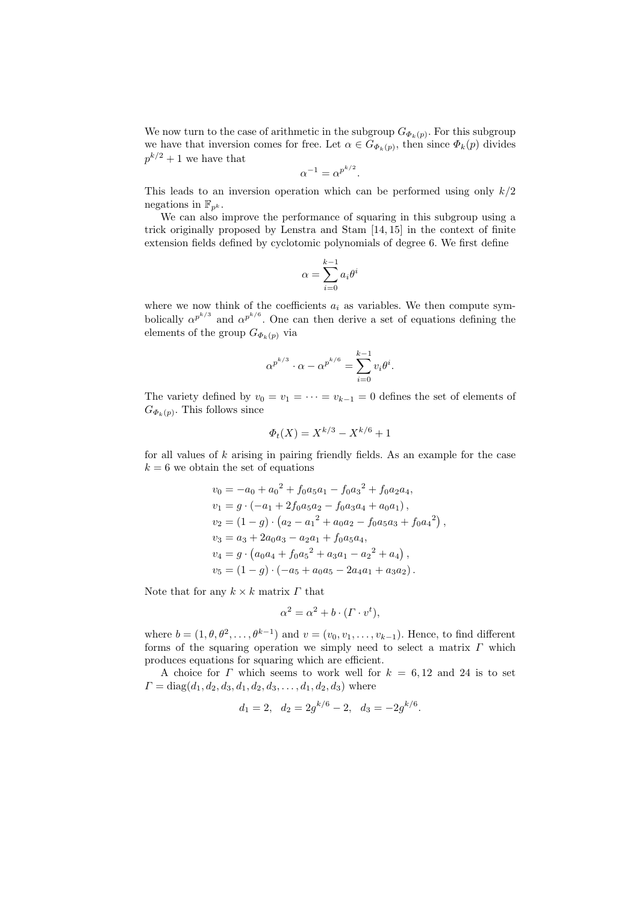We now turn to the case of arithmetic in the subgroup $G_{\Phi_k(p)}$. For this subgroup we have that inversion comes for free. Let $\alpha \in G_{\Phi_k(p)}$, then since $\Phi_k(p)$ divides $p^{k/2}+1$ we have that

$$\alpha^{-1} = \alpha^{p^{k/2}}.$$

This leads to an inversion operation which can be performed using only $k/2$ negations in $\mathbb{F}_{p^k}$.

We can also improve the performance of squaring in this subgroup using a trick originally proposed by Lenstra and Stam [14, 15] in the context of finite extension fields defined by cyclotomic polynomials of degree 6. We first define

$$\alpha = \sum_{i=0}^{k-1} a_i \theta^i$$

where we now think of the coefficients $a_i$ as variables. We then compute symbolically $\alpha^{p^{k/3}}$ and $\alpha^{p^{k/6}}$. One can then derive a set of equations defining the elements of the group $G_{\Phi_k(p)}$ via

$$\alpha^{p^{k/3}} \cdot \alpha - \alpha^{p^{k/6}} = \sum_{i=0}^{k-1} v_i \theta^i.$$

The variety defined by $v_0 = v_1 = \cdots = v_{k-1} = 0$ defines the set of elements of $G_{\Phi_k(p)}$. This follows since

$$\Phi_t(X) = X^{k/3} - X^{k/6} + 1$$

for all values of $k$ arising in pairing friendly fields. As an example for the case $k = 6$ we obtain the set of equations

$$\begin{aligned}
v_0 &= -a_0 + {a_0}^2 + f_0 a_5 a_1 - f_0 {a_3}^2 + f_0 a_2 a_4,\\
v_1 &= g \cdot (-a_1 + 2 f_0 a_5 a_2 - f_0 a_3 a_4 + a_0 a_1),\\
v_2 &= (1-g) \cdot \left(a_2 - {a_1}^2 + a_0 a_2 - f_0 a_5 a_3 + f_0 {a_4}^2\right),\\
v_3 &= a_3 + 2 a_0 a_3 - a_2 a_1 + f_0 a_5 a_4,\\
v_4 &= g \cdot \left(a_0 a_4 + f_0 {a_5}^2 + a_3 a_1 - {a_2}^2 + a_4\right),\\
v_5 &= (1-g) \cdot (-a_5 + a_0 a_5 - 2 a_4 a_1 + a_3 a_2).
\end{aligned}$$

Note that for any $k \times k$ matrix $\Gamma$ that

$$\alpha^2 = \alpha^2 + b \cdot (\Gamma \cdot v^t),$$

where $b = (1, \theta, \theta^2, \ldots, \theta^{k-1})$ and $v = (v_0, v_1, \ldots, v_{k-1})$. Hence, to find different forms of the squaring operation we simply need to select a matrix $\Gamma$ which produces equations for squaring which are efficient.

A choice for $\Gamma$ which seems to work well for $k = 6, 12$ and $24$ is to set $\Gamma = \mathrm{diag}(d_1, d_2, d_3, d_1, d_2, d_3, \ldots, d_1, d_2, d_3)$ where

$$d_1 = 2, \quad d_2 = 2g^{k/6} - 2, \quad d_3 = -2g^{k/6}.$$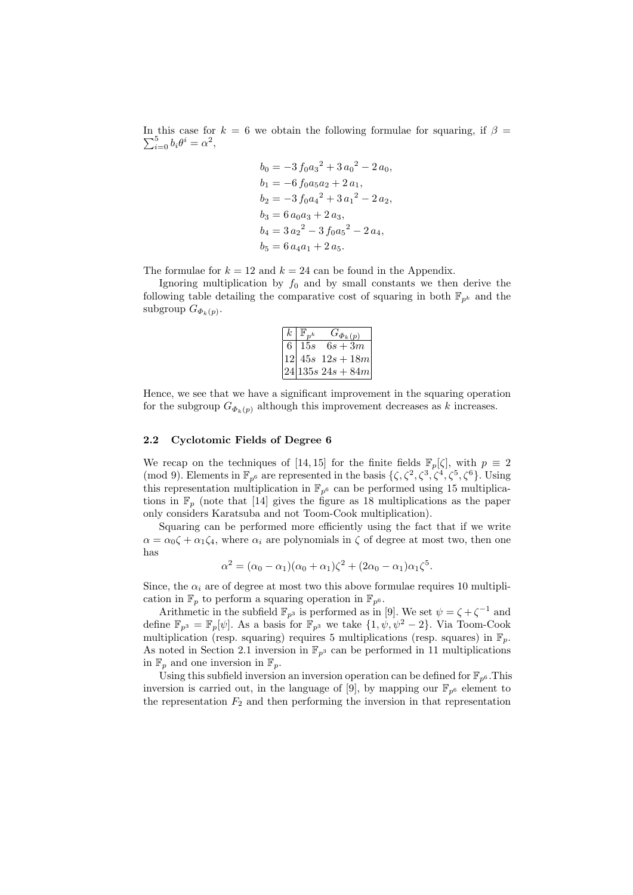In this case for $k = 6$ we obtain the following formulae for squaring, if $\beta = \sum_{i=0}^{5} b_i \theta^i = \alpha^2$,

$$
\begin{aligned}
b_0 &= -3\, f_0 {a_3}^2 + 3\, {a_0}^2 - 2\, a_0, \\
b_1 &= -6\, f_0 a_5 a_2 + 2\, a_1, \\
b_2 &= -3\, f_0 {a_4}^2 + 3\, {a_1}^2 - 2\, a_2, \\
b_3 &= 6\, a_0 a_3 + 2\, a_3, \\
b_4 &= 3\, {a_2}^2 - 3\, f_0 {a_5}^2 - 2\, a_4, \\
b_5 &= 6\, a_4 a_1 + 2\, a_5.
\end{aligned}
$$

The formulae for $k = 12$ and $k = 24$ can be found in the Appendix.

Ignoring multiplication by $f_0$ and by small constants we then derive the following table detailing the comparative cost of squaring in both $\mathbb{F}_{p^k}$ and the subgroup $G_{\Phi_k(p)}$.

| $k$ | $\mathbb{F}_{p^k}$ | $G_{\Phi_k(p)}$ |
|---|---|---|
| 6 | $15s$ | $6s + 3m$ |
| 12 | $45s$ | $12s + 18m$ |
| 24 | $135s$ | $24s + 84m$ |

Hence, we see that we have a significant improvement in the squaring operation for the subgroup $G_{\Phi_k(p)}$ although this improvement decreases as $k$ increases.

### 2.2 Cyclotomic Fields of Degree 6

We recap on the techniques of [14, 15] for the finite fields $\mathbb{F}_p[\zeta]$, with $p \equiv 2 \pmod 9$. Elements in $\mathbb{F}_{p^6}$ are represented in the basis $\{\zeta, \zeta^2, \zeta^3, \zeta^4, \zeta^5, \zeta^6\}$. Using this representation multiplication in $\mathbb{F}_{p^6}$ can be performed using 15 multiplications in $\mathbb{F}_p$ (note that [14] gives the figure as 18 multiplications as the paper only considers Karatsuba and not Toom-Cook multiplication).

Squaring can be performed more efficiently using the fact that if we write $\alpha = \alpha_0 \zeta + \alpha_1 \zeta_4$, where $\alpha_i$ are polynomials in $\zeta$ of degree at most two, then one has

$$\alpha^2 = (\alpha_0 - \alpha_1)(\alpha_0 + \alpha_1)\zeta^2 + (2\alpha_0 - \alpha_1)\alpha_1 \zeta^5.$$

Since, the $\alpha_i$ are of degree at most two this above formulae requires 10 multiplication in $\mathbb{F}_p$ to perform a squaring operation in $\mathbb{F}_{p^6}$.

Arithmetic in the subfield $\mathbb{F}_{p^3}$ is performed as in [9]. We set $\psi = \zeta + \zeta^{-1}$ and define $\mathbb{F}_{p^3} = \mathbb{F}_p[\psi]$. As a basis for $\mathbb{F}_{p^3}$ we take $\{1, \psi, \psi^2 - 2\}$. Via Toom-Cook multiplication (resp. squaring) requires 5 multiplications (resp. squares) in $\mathbb{F}_p$. As noted in Section 2.1 inversion in $\mathbb{F}_{p^3}$ can be performed in 11 multiplications in $\mathbb{F}_p$ and one inversion in $\mathbb{F}_p$.

Using this subfield inversion an inversion operation can be defined for $\mathbb{F}_{p^6}$.This inversion is carried out, in the language of [9], by mapping our $\mathbb{F}_{p^6}$ element to the representation $F_2$ and then performing the inversion in that representation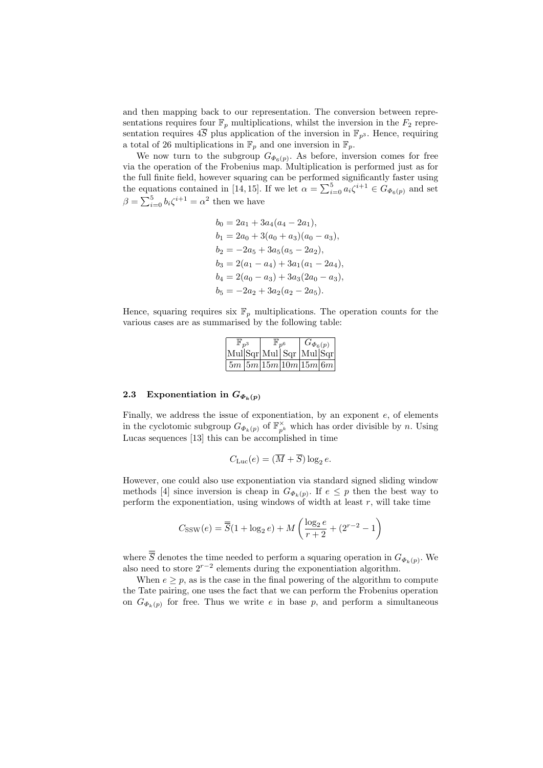and then mapping back to our representation. The conversion between representations requires four $\mathbb{F}_p$ multiplications, whilst the inversion in the $F_2$ representation requires $4\overline{S}$ plus application of the inversion in $\mathbb{F}_{p^3}$. Hence, requiring a total of 26 multiplications in $\mathbb{F}_p$ and one inversion in $\mathbb{F}_p$.

We now turn to the subgroup $G_{\Phi_6(p)}$. As before, inversion comes for free via the operation of the Frobenius map. Multiplication is performed just as for the full finite field, however squaring can be performed significantly faster using the equations contained in [14, 15]. If we let $\alpha = \sum_{i=0}^{5} a_i \zeta^{i+1} \in G_{\Phi_6(p)}$ and set $\beta = \sum_{i=0}^{5} b_i \zeta^{i+1} = \alpha^2$ then we have

$$
\begin{aligned}
b_0 &= 2a_1 + 3a_4(a_4 - 2a_1),\\
b_1 &= 2a_0 + 3(a_0 + a_3)(a_0 - a_3),\\
b_2 &= -2a_5 + 3a_5(a_5 - 2a_2),\\
b_3 &= 2(a_1 - a_4) + 3a_1(a_1 - 2a_4),\\
b_4 &= 2(a_0 - a_3) + 3a_3(2a_0 - a_3),\\
b_5 &= -2a_2 + 3a_2(a_2 - 2a_5).
\end{aligned}
$$

Hence, squaring requires six $\mathbb{F}_p$ multiplications. The operation counts for the various cases are as summarised by the following table:

| $\mathbb{F}_{p^3}$ | | $\mathbb{F}_{p^6}$ | | $G_{\Phi_6(p)}$ | |
|---|---|---|---|---|---|
| Mul | Sqr | Mul | Sqr | Mul | Sqr |
| $5m$ | $5m$ | $15m$ | $10m$ | $15m$ | $6m$ |

### 2.3 Exponentiation in $G_{\Phi_k(p)}$

Finally, we address the issue of exponentiation, by an exponent $e$, of elements in the cyclotomic subgroup $G_{\Phi_k(p)}$ of $\mathbb{F}_{p^k}^{\times}$ which has order divisible by $n$. Using Lucas sequences [13] this can be accomplished in time

$$C_{\mathrm{Luc}}(e) = (\overline{M} + \overline{S}) \log_2 e.$$

However, one could also use exponentiation via standard signed sliding window methods [4] since inversion is cheap in $G_{\Phi_k(p)}$. If $e \leq p$ then the best way to perform the exponentiation, using windows of width at least $r$, will take time

$$C_{\mathrm{SSW}}(e) = \overline{\overline{S}}(1 + \log_2 e) + M\left(\frac{\log_2 e}{r+2} + (2^{r-2} - 1\right)$$

where $\overline{\overline{S}}$ denotes the time needed to perform a squaring operation in $G_{\Phi_k(p)}$. We also need to store $2^{r-2}$ elements during the exponentiation algorithm.

When $e \geq p$, as is the case in the final powering of the algorithm to compute the Tate pairing, one uses the fact that we can perform the Frobenius operation on $G_{\Phi_k(p)}$ for free. Thus we write $e$ in base $p$, and perform a simultaneous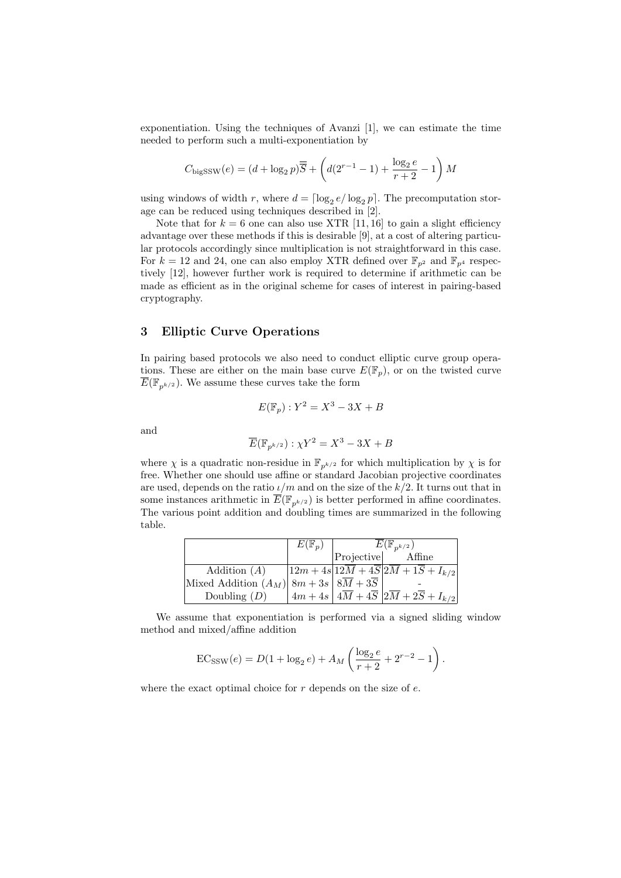exponentiation. Using the techniques of Avanzi [1], we can estimate the time needed to perform such a multi-exponentiation by

$$C_{\mathrm{bigSSW}}(e) = (d + \log_2 p)\overline{\overline{S}} + \left( d(2^{r-1} - 1) + \frac{\log_2 e}{r+2} - 1 \right) M$$

using windows of width $r$, where $d = \lceil \log_2 e / \log_2 p \rceil$. The precomputation storage can be reduced using techniques described in [2].

Note that for $k = 6$ one can also use XTR [11, 16] to gain a slight efficiency advantage over these methods if this is desirable [9], at a cost of altering particular protocols accordingly since multiplication is not straightforward in this case. For $k = 12$ and 24, one can also employ XTR defined over $\mathbb{F}_{p^2}$ and $\mathbb{F}_{p^4}$ respectively [12], however further work is required to determine if arithmetic can be made as efficient as in the original scheme for cases of interest in pairing-based cryptography.

## 3 Elliptic Curve Operations

In pairing based protocols we also need to conduct elliptic curve group operations. These are either on the main base curve $E(\mathbb{F}_p)$, or on the twisted curve $\overline{E}(\mathbb{F}_{p^{k/2}})$. We assume these curves take the form

$$E(\mathbb{F}_p) : Y^2 = X^3 - 3X + B$$

and

$$\overline{E}(\mathbb{F}_{p^{k/2}}) : \chi Y^2 = X^3 - 3X + B$$

where $\chi$ is a quadratic non-residue in $\mathbb{F}_{p^{k/2}}$ for which multiplication by $\chi$ is for free. Whether one should use affine or standard Jacobian projective coordinates are used, depends on the ratio $\iota/m$ and on the size of the $k/2$. It turns out that in some instances arithmetic in $\overline{E}(\mathbb{F}_{p^{k/2}})$ is better performed in affine coordinates. The various point addition and doubling times are summarized in the following table.

| | $E(\mathbb{F}_p)$ | $\overline{E}(\mathbb{F}_{p^{k/2}})$ | |
|---|---|---|---|
| | | Projective | Affine |
| Addition ($A$) | $12m + 4s$ | $12\overline{M} + 4\overline{S}$ | $2\overline{M} + 1\overline{S} + I_{k/2}$ |
| Mixed Addition ($A_M$) | $8m + 3s$ | $8\overline{M} + 3\overline{S}$ | - |
| Doubling ($D$) | $4m + 4s$ | $4\overline{M} + 4\overline{S}$ | $2\overline{M} + 2\overline{S} + I_{k/2}$ |

We assume that exponentiation is performed via a signed sliding window method and mixed/affine addition

$$\mathrm{EC}_{\mathrm{SSW}}(e) = D(1 + \log_2 e) + A_M \left( \frac{\log_2 e}{r+2} + 2^{r-2} - 1 \right).$$

where the exact optimal choice for $r$ depends on the size of $e$.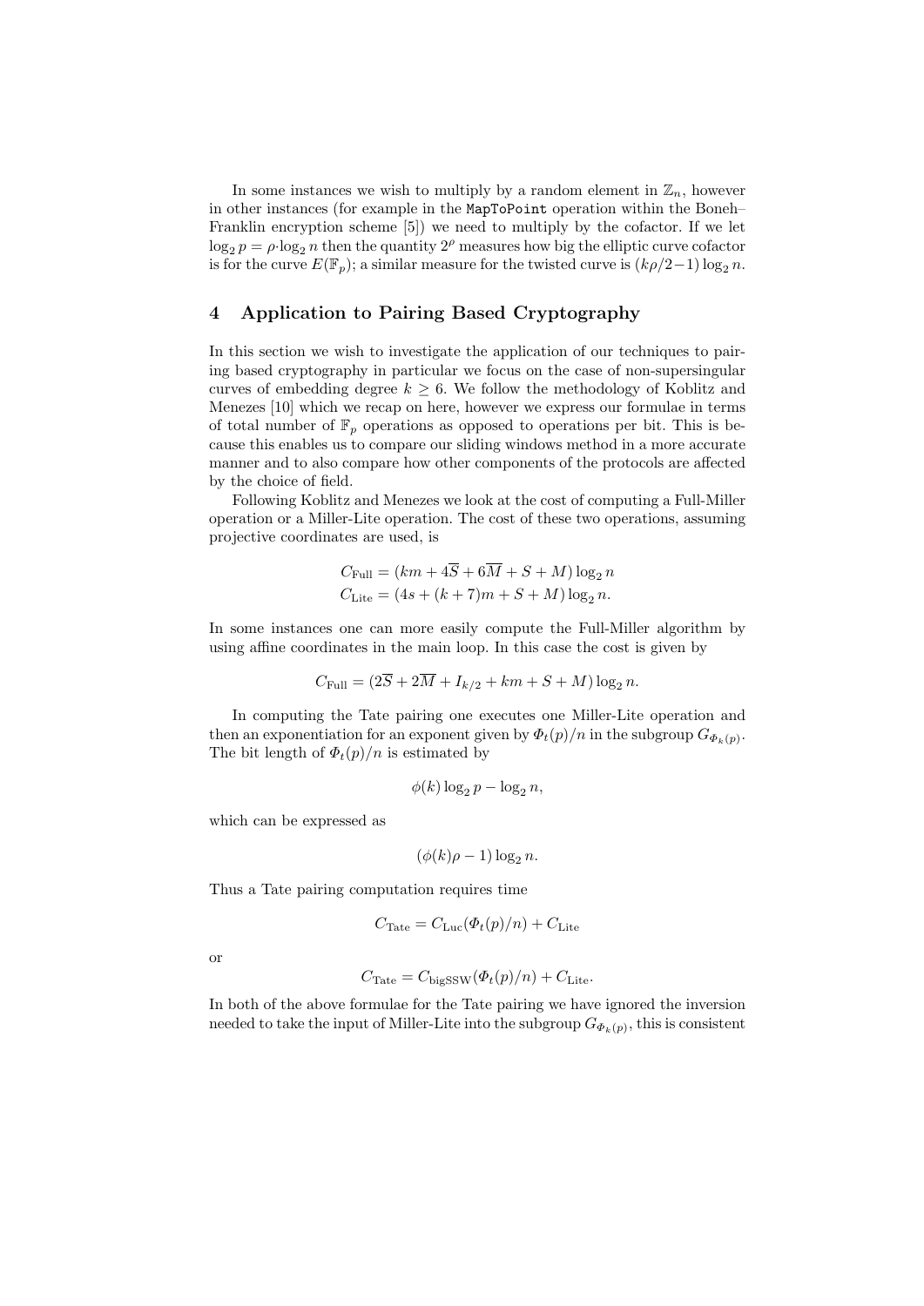In some instances we wish to multiply by a random element in $\mathbb{Z}_n$, however in other instances (for example in the `MapToPoint` operation within the Boneh–Franklin encryption scheme [5]) we need to multiply by the cofactor. If we let $\log_2 p = \rho \cdot \log_2 n$ then the quantity $2^\rho$ measures how big the elliptic curve cofactor is for the curve $E(\mathbb{F}_p)$; a similar measure for the twisted curve is $(k\rho/2 - 1)\log_2 n$.

## 4 Application to Pairing Based Cryptography

In this section we wish to investigate the application of our techniques to pairing based cryptography in particular we focus on the case of non-supersingular curves of embedding degree $k \geq 6$. We follow the methodology of Koblitz and Menezes [10] which we recap on here, however we express our formulae in terms of total number of $\mathbb{F}_p$ operations as opposed to operations per bit. This is because this enables us to compare our sliding windows method in a more accurate manner and to also compare how other components of the protocols are affected by the choice of field.

Following Koblitz and Menezes we look at the cost of computing a Full-Miller operation or a Miller-Lite operation. The cost of these two operations, assuming projective coordinates are used, is

$$C_{\text{Full}} = (km + 4\overline{S} + 6\overline{M} + S + M)\log_2 n$$
$$C_{\text{Lite}} = (4s + (k+7)m + S + M)\log_2 n.$$

In some instances one can more easily compute the Full-Miller algorithm by using affine coordinates in the main loop. In this case the cost is given by

$$C_{\text{Full}} = (2\overline{S} + 2\overline{M} + I_{k/2} + km + S + M)\log_2 n.$$

In computing the Tate pairing one executes one Miller-Lite operation and then an exponentiation for an exponent given by $\Phi_t(p)/n$ in the subgroup $G_{\Phi_k(p)}$. The bit length of $\Phi_t(p)/n$ is estimated by

$$\phi(k)\log_2 p - \log_2 n,$$

which can be expressed as

$$(\phi(k)\rho - 1)\log_2 n.$$

Thus a Tate pairing computation requires time

$$C_{\text{Tate}} = C_{\text{Luc}}(\Phi_t(p)/n) + C_{\text{Lite}}$$

or

$$C_{\text{Tate}} = C_{\text{bigSSW}}(\Phi_t(p)/n) + C_{\text{Lite}}.$$

In both of the above formulae for the Tate pairing we have ignored the inversion needed to take the input of Miller-Lite into the subgroup $G_{\Phi_k(p)}$, this is consistent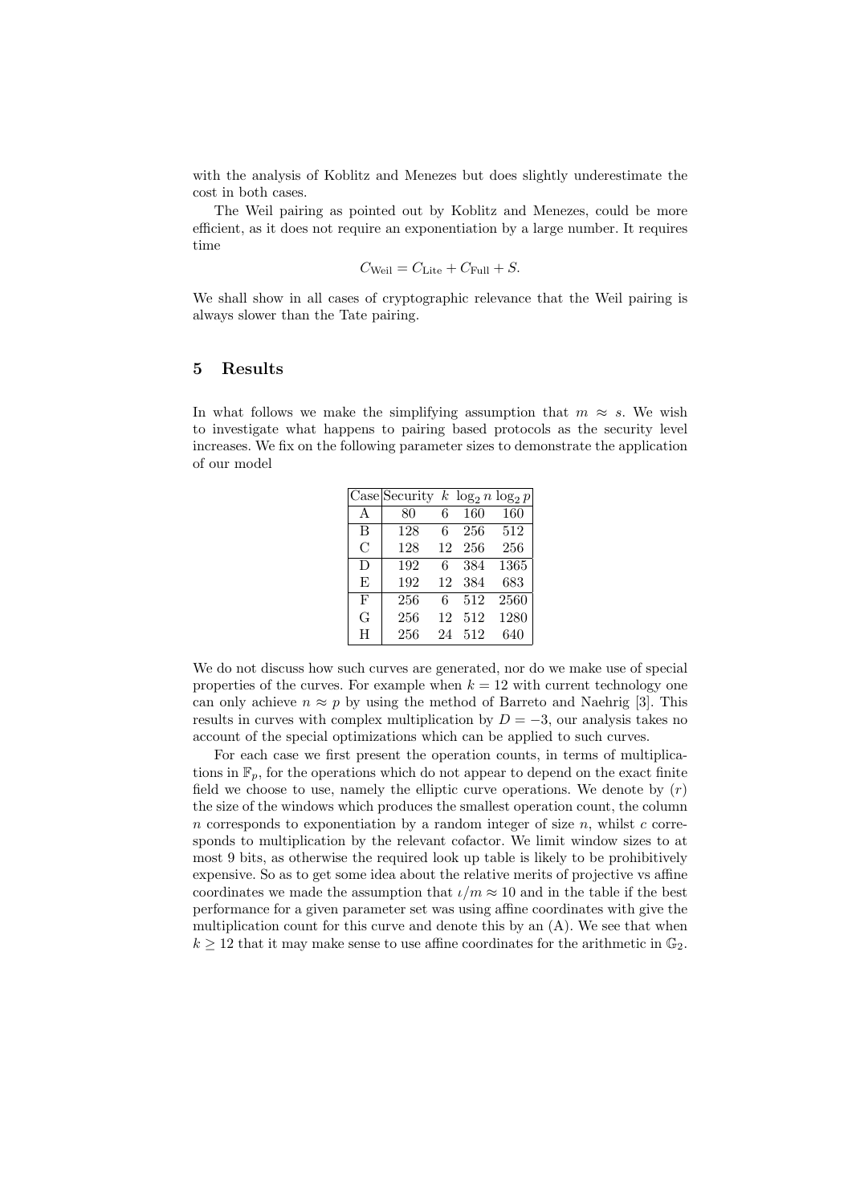with the analysis of Koblitz and Menezes but does slightly underestimate the cost in both cases.

The Weil pairing as pointed out by Koblitz and Menezes, could be more efficient, as it does not require an exponentiation by a large number. It requires time

$$C_{\text{Weil}} = C_{\text{Lite}} + C_{\text{Full}} + S.$$

We shall show in all cases of cryptographic relevance that the Weil pairing is always slower than the Tate pairing.

## 5 Results

In what follows we make the simplifying assumption that $m \approx s$. We wish to investigate what happens to pairing based protocols as the security level increases. We fix on the following parameter sizes to demonstrate the application of our model

| Case | Security | $k$ | $\log_2 n$ | $\log_2 p$ |
|---|---|---|---|---|
| A | 80 | 6 | 160 | 160 |
| B | 128 | 6 | 256 | 512 |
| C | 128 | 12 | 256 | 256 |
| D | 192 | 6 | 384 | 1365 |
| E | 192 | 12 | 384 | 683 |
| F | 256 | 6 | 512 | 2560 |
| G | 256 | 12 | 512 | 1280 |
| H | 256 | 24 | 512 | 640 |

We do not discuss how such curves are generated, nor do we make use of special properties of the curves. For example when $k = 12$ with current technology one can only achieve $n \approx p$ by using the method of Barreto and Naehrig [3]. This results in curves with complex multiplication by $D = -3$, our analysis takes no account of the special optimizations which can be applied to such curves.

For each case we first present the operation counts, in terms of multiplications in $\mathbb{F}_p$, for the operations which do not appear to depend on the exact finite field we choose to use, namely the elliptic curve operations. We denote by $(r)$ the size of the windows which produces the smallest operation count, the column $n$ corresponds to exponentiation by a random integer of size $n$, whilst $c$ corresponds to multiplication by the relevant cofactor. We limit window sizes to at most 9 bits, as otherwise the required look up table is likely to be prohibitively expensive. So as to get some idea about the relative merits of projective vs affine coordinates we made the assumption that $\iota/m \approx 10$ and in the table if the best performance for a given parameter set was using affine coordinates with give the multiplication count for this curve and denote this by an (A). We see that when $k \geq 12$ that it may make sense to use affine coordinates for the arithmetic in $\mathbb{G}_2$.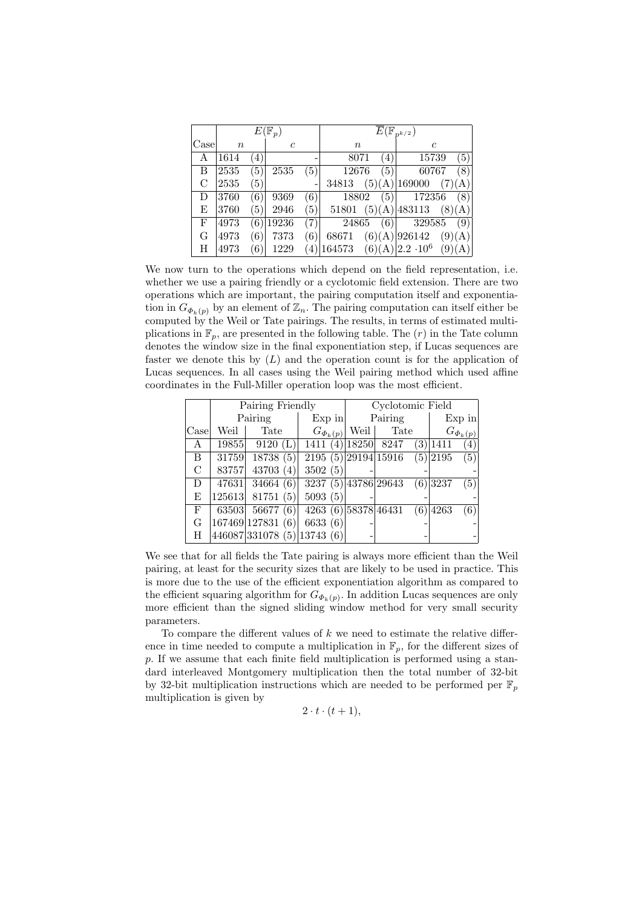| | $E(\mathbb{F}_p)$ | | | | $\overline{E}(\mathbb{F}_{p^{k/2}})$ | | | |
|---|---|---|---|---|---|---|---|---|
| Case | $n$ | | $c$ | | $n$ | | $c$ | |
| A | 1614 | (4) | | - | 8071 | (4) | 15739 | (5) |
| B | 2535 | (5) | 2535 | (5) | 12676 | (5) | 60767 | (8) |
| C | 2535 | (5) | | - | 34813 | (5)(A) | 169000 | (7)(A) |
| D | 3760 | (6) | 9369 | (6) | 18802 | (5) | 172356 | (8) |
| E | 3760 | (5) | 2946 | (5) | 51801 | (5)(A) | 483113 | (8)(A) |
| F | 4973 | (6) | 19236 | (7) | 24865 | (6) | 329585 | (9) |
| G | 4973 | (6) | 7373 | (6) | 68671 | (6)(A) | 926142 | (9)(A) |
| H | 4973 | (6) | 1229 | (4) | 164573 | (6)(A) | $2.2 \cdot 10^6$ | (9)(A) |

We now turn to the operations which depend on the field representation, i.e. whether we use a pairing friendly or a cyclotomic field extension. There are two operations which are important, the pairing computation itself and exponentiation in $G_{\Phi_k(p)}$ by an element of $\mathbb{Z}_n$. The pairing computation can itself either be computed by the Weil or Tate pairings. The results, in terms of estimated multiplications in $\mathbb{F}_p$, are presented in the following table. The $(r)$ in the Tate column denotes the window size in the final exponentiation step, if Lucas sequences are faster we denote this by $(L)$ and the operation count is for the application of Lucas sequences. In all cases using the Weil pairing method which used affine coordinates in the Full-Miller operation loop was the most efficient.

| | Pairing Friendly | | | | | Cyclotomic Field | | | | |
|---|---|---|---|---|---|---|---|---|---|---|
| | Pairing | | | Exp in | | Pairing | | | Exp in | |
| Case | Weil | Tate | | $G_{\Phi_k(p)}$ | | Weil | Tate | | $G_{\Phi_k(p)}$ | |
| A | 19855 | 9120 | (L) | 1411 | (4) | 18250 | 8247 | (3) | 1411 | (4) |
| B | 31759 | 18738 | (5) | 2195 | (5) | 29194 | 15916 | (5) | 2195 | (5) |
| C | 83757 | 43703 | (4) | 3502 | (5) | - | | - | | - |
| D | 47631 | 34664 | (6) | 3237 | (5) | 43786 | 29643 | (6) | 3237 | (5) |
| E | 125613 | 81751 | (5) | 5093 | (5) | - | | - | | - |
| F | 63503 | 56677 | (6) | 4263 | (6) | 58378 | 46431 | (6) | 4263 | (6) |
| G | 167469 | 127831 | (6) | 6633 | (6) | - | | - | | - |
| H | 446087 | 331078 | (5) | 13743 | (6) | - | | - | | - |

We see that for all fields the Tate pairing is always more efficient than the Weil pairing, at least for the security sizes that are likely to be used in practice. This is more due to the use of the efficient exponentiation algorithm as compared to the efficient squaring algorithm for $G_{\Phi_k(p)}$. In addition Lucas sequences are only more efficient than the signed sliding window method for very small security parameters.

To compare the different values of $k$ we need to estimate the relative difference in time needed to compute a multiplication in $\mathbb{F}_p$, for the different sizes of $p$. If we assume that each finite field multiplication is performed using a standard interleaved Montgomery multiplication then the total number of 32-bit by 32-bit multiplication instructions which are needed to be performed per $\mathbb{F}_p$ multiplication is given by

$$2 \cdot t \cdot (t+1),$$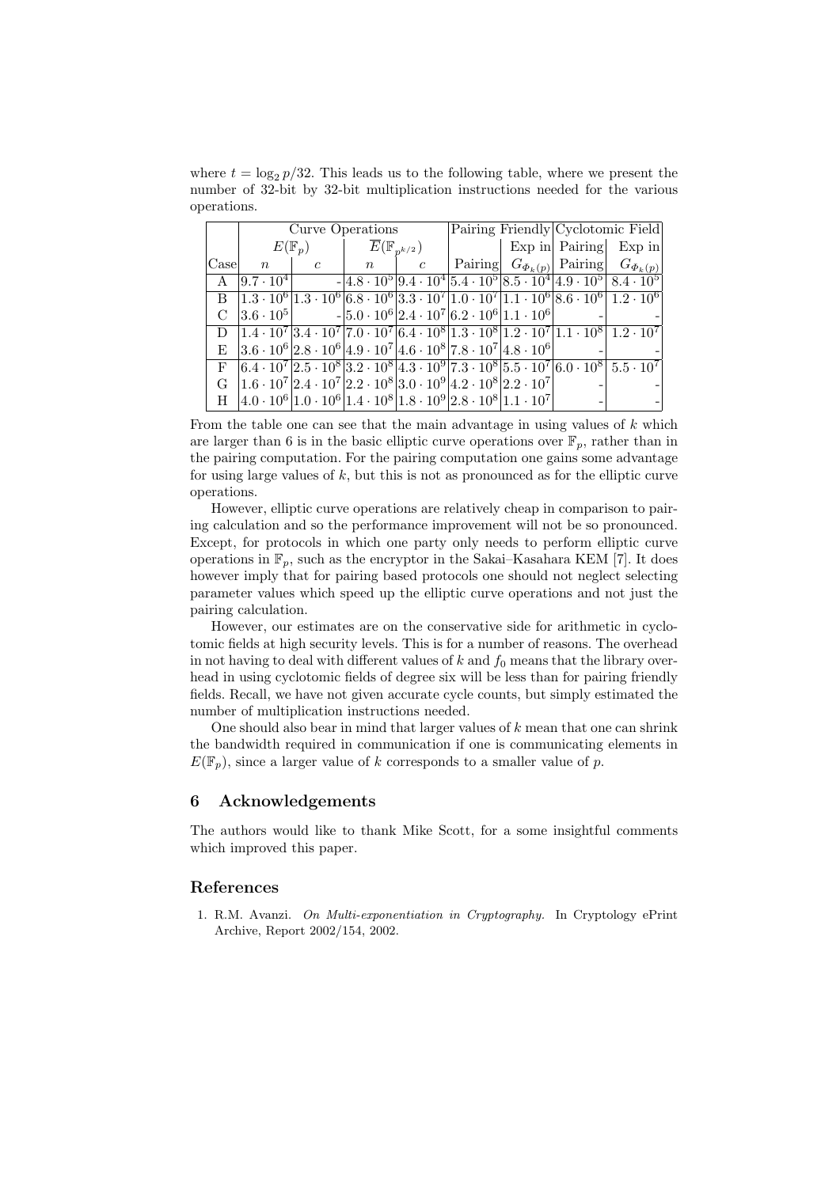where $t = \log_2 p/32$. This leads us to the following table, where we present the number of 32-bit by 32-bit multiplication instructions needed for the various operations.

| | Curve Operations | | | | Pairing Friendly | | Cyclotomic Field | |
|---|---|---|---|---|---|---|---|---|
| | $E(\mathbb{F}_p)$ | | $\overline{E}(\mathbb{F}_{p^{k/2}})$ | | | Exp in | Pairing | Exp in |
| Case | $n$ | $c$ | $n$ | $c$ | Pairing | $G_{\Phi_k(p)}$ | Pairing | $G_{\Phi_k(p)}$ |
| A | $9.7 \cdot 10^4$ | - | $4.8 \cdot 10^5$ | $9.4 \cdot 10^4$ | $5.4 \cdot 10^5$ | $8.5 \cdot 10^4$ | $4.9 \cdot 10^5$ | $8.4 \cdot 10^5$ |
| B | $1.3 \cdot 10^6$ | $1.3 \cdot 10^6$ | $6.8 \cdot 10^6$ | $3.3 \cdot 10^7$ | $1.0 \cdot 10^7$ | $1.1 \cdot 10^6$ | $8.6 \cdot 10^6$ | $1.2 \cdot 10^6$ |
| C | $3.6 \cdot 10^5$ | - | $5.0 \cdot 10^6$ | $2.4 \cdot 10^7$ | $6.2 \cdot 10^6$ | $1.1 \cdot 10^6$ | - | - |
| D | $1.4 \cdot 10^7$ | $3.4 \cdot 10^7$ | $7.0 \cdot 10^7$ | $6.4 \cdot 10^8$ | $1.3 \cdot 10^8$ | $1.2 \cdot 10^7$ | $1.1 \cdot 10^8$ | $1.2 \cdot 10^7$ |
| E | $3.6 \cdot 10^6$ | $2.8 \cdot 10^6$ | $4.9 \cdot 10^7$ | $4.6 \cdot 10^8$ | $7.8 \cdot 10^7$ | $4.8 \cdot 10^6$ | - | - |
| F | $6.4 \cdot 10^7$ | $2.5 \cdot 10^8$ | $3.2 \cdot 10^8$ | $4.3 \cdot 10^9$ | $7.3 \cdot 10^8$ | $5.5 \cdot 10^7$ | $6.0 \cdot 10^8$ | $5.5 \cdot 10^7$ |
| G | $1.6 \cdot 10^7$ | $2.4 \cdot 10^7$ | $2.2 \cdot 10^8$ | $3.0 \cdot 10^9$ | $4.2 \cdot 10^8$ | $2.2 \cdot 10^7$ | - | - |
| H | $4.0 \cdot 10^6$ | $1.0 \cdot 10^6$ | $1.4 \cdot 10^8$ | $1.8 \cdot 10^9$ | $2.8 \cdot 10^8$ | $1.1 \cdot 10^7$ | - | - |

From the table one can see that the main advantage in using values of $k$ which are larger than 6 is in the basic elliptic curve operations over $\mathbb{F}_p$, rather than in the pairing computation. For the pairing computation one gains some advantage for using large values of $k$, but this is not as pronounced as for the elliptic curve operations.

However, elliptic curve operations are relatively cheap in comparison to pairing calculation and so the performance improvement will not be so pronounced. Except, for protocols in which one party only needs to perform elliptic curve operations in $\mathbb{F}_p$, such as the encryptor in the Sakai–Kasahara KEM [7]. It does however imply that for pairing based protocols one should not neglect selecting parameter values which speed up the elliptic curve operations and not just the pairing calculation.

However, our estimates are on the conservative side for arithmetic in cyclotomic fields at high security levels. This is for a number of reasons. The overhead in not having to deal with different values of $k$ and $f_0$ means that the library overhead in using cyclotomic fields of degree six will be less than for pairing friendly fields. Recall, we have not given accurate cycle counts, but simply estimated the number of multiplication instructions needed.

One should also bear in mind that larger values of $k$ mean that one can shrink the bandwidth required in communication if one is communicating elements in $E(\mathbb{F}_p)$, since a larger value of $k$ corresponds to a smaller value of $p$.

## 6 Acknowledgements

The authors would like to thank Mike Scott, for a some insightful comments which improved this paper.

## References

1. R.M. Avanzi. *On Multi-exponentiation in Cryptography.* In Cryptology ePrint Archive, Report 2002/154, 2002.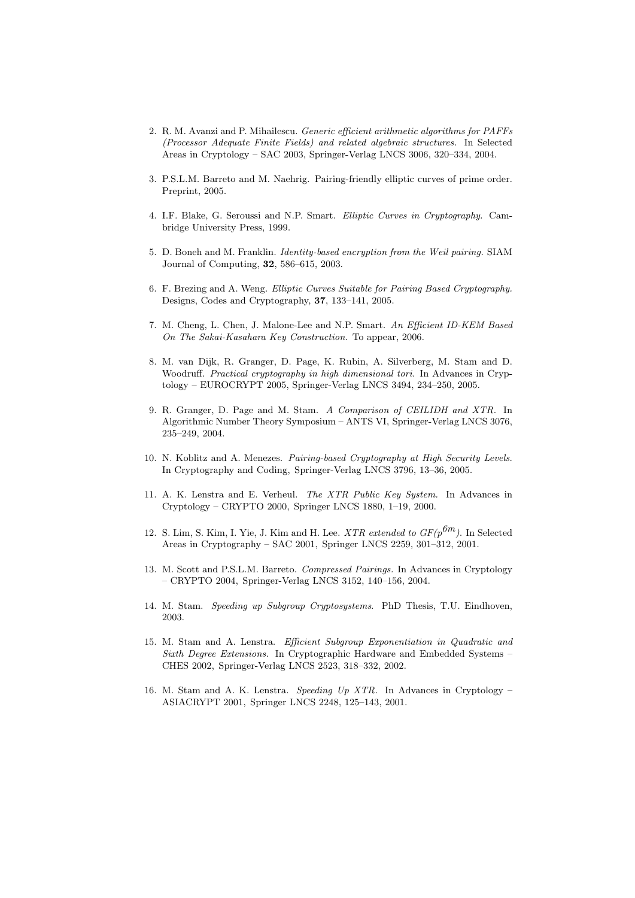2. R. M. Avanzi and P. Mihailescu. *Generic efficient arithmetic algorithms for PAFFs (Processor Adequate Finite Fields) and related algebraic structures.* In Selected Areas in Cryptology – SAC 2003, Springer-Verlag LNCS 3006, 320–334, 2004.

3. P.S.L.M. Barreto and M. Naehrig. Pairing-friendly elliptic curves of prime order. Preprint, 2005.

4. I.F. Blake, G. Seroussi and N.P. Smart. *Elliptic Curves in Cryptography.* Cambridge University Press, 1999.

5. D. Boneh and M. Franklin. *Identity-based encryption from the Weil pairing.* SIAM Journal of Computing, **32**, 586–615, 2003.

6. F. Brezing and A. Weng. *Elliptic Curves Suitable for Pairing Based Cryptography.* Designs, Codes and Cryptography, **37**, 133–141, 2005.

7. M. Cheng, L. Chen, J. Malone-Lee and N.P. Smart. *An Efficient ID-KEM Based On The Sakai-Kasahara Key Construction.* To appear, 2006.

8. M. van Dijk, R. Granger, D. Page, K. Rubin, A. Silverberg, M. Stam and D. Woodruff. *Practical cryptography in high dimensional tori.* In Advances in Cryptology – EUROCRYPT 2005, Springer-Verlag LNCS 3494, 234–250, 2005.

9. R. Granger, D. Page and M. Stam. *A Comparison of CEILIDH and XTR.* In Algorithmic Number Theory Symposium – ANTS VI, Springer-Verlag LNCS 3076, 235–249, 2004.

10. N. Koblitz and A. Menezes. *Pairing-based Cryptography at High Security Levels.* In Cryptography and Coding, Springer-Verlag LNCS 3796, 13–36, 2005.

11. A. K. Lenstra and E. Verheul. *The XTR Public Key System.* In Advances in Cryptology – CRYPTO 2000, Springer LNCS 1880, 1–19, 2000.

12. S. Lim, S. Kim, I. Yie, J. Kim and H. Lee. *XTR extended to GF($p^{6m}$).* In Selected Areas in Cryptography – SAC 2001, Springer LNCS 2259, 301–312, 2001.

13. M. Scott and P.S.L.M. Barreto. *Compressed Pairings.* In Advances in Cryptology – CRYPTO 2004, Springer-Verlag LNCS 3152, 140–156, 2004.

14. M. Stam. *Speeding up Subgroup Cryptosystems.* PhD Thesis, T.U. Eindhoven, 2003.

15. M. Stam and A. Lenstra. *Efficient Subgroup Exponentiation in Quadratic and Sixth Degree Extensions.* In Cryptographic Hardware and Embedded Systems – CHES 2002, Springer-Verlag LNCS 2523, 318–332, 2002.

16. M. Stam and A. K. Lenstra. *Speeding Up XTR.* In Advances in Cryptology – ASIACRYPT 2001, Springer LNCS 2248, 125–143, 2001.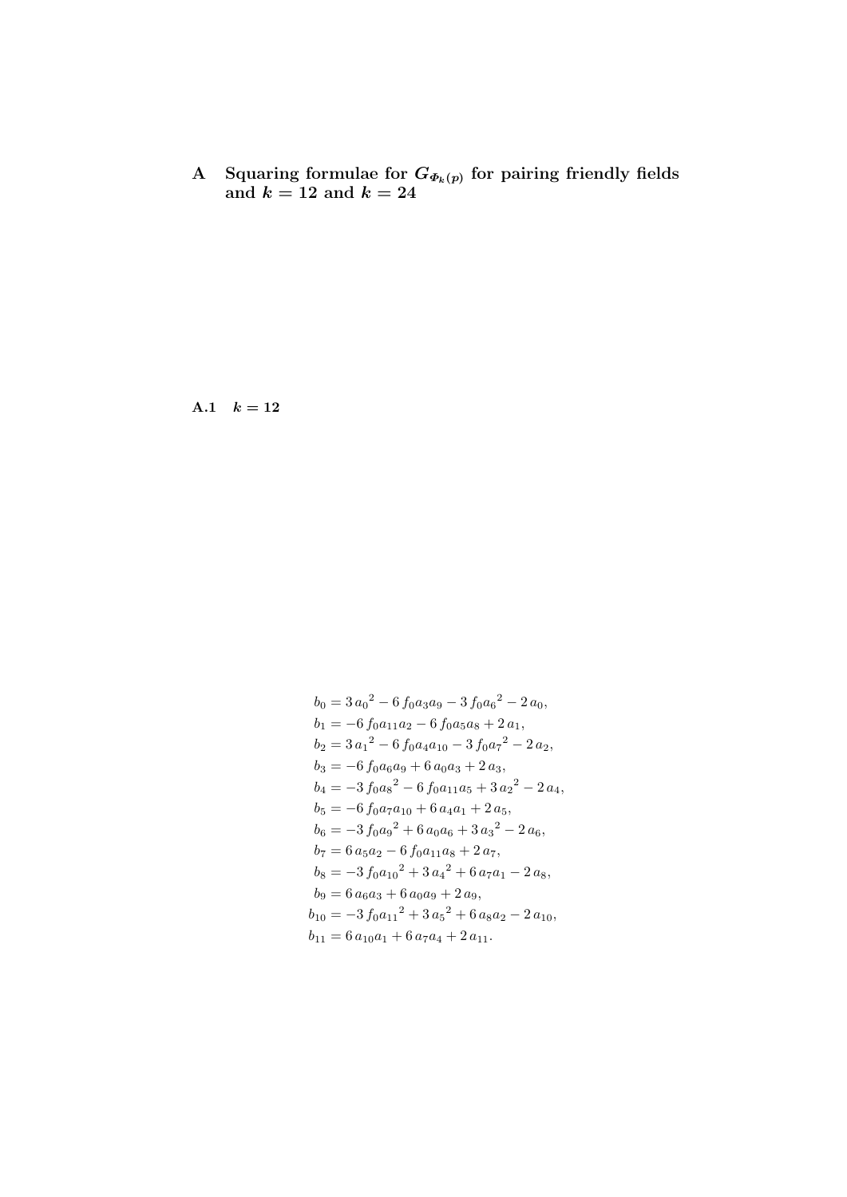# A Squaring formulae for $G_{\Phi_k(p)}$ for pairing friendly fields and $k = 12$ and $k = 24$

## A.1 $k = 12$

$$
\begin{aligned}
b_0 &= 3\,{a_0}^2 - 6\,f_0 a_3 a_9 - 3\,f_0 {a_6}^2 - 2\,a_0,\\
b_1 &= -6\,f_0 a_{11} a_2 - 6\,f_0 a_5 a_8 + 2\,a_1,\\
b_2 &= 3\,{a_1}^2 - 6\,f_0 a_4 a_{10} - 3\,f_0 {a_7}^2 - 2\,a_2,\\
b_3 &= -6\,f_0 a_6 a_9 + 6\,a_0 a_3 + 2\,a_3,\\
b_4 &= -3\,f_0 {a_8}^2 - 6\,f_0 a_{11} a_5 + 3\,{a_2}^2 - 2\,a_4,\\
b_5 &= -6\,f_0 a_7 a_{10} + 6\,a_4 a_1 + 2\,a_5,\\
b_6 &= -3\,f_0 {a_9}^2 + 6\,a_0 a_6 + 3\,{a_3}^2 - 2\,a_6,\\
b_7 &= 6\,a_5 a_2 - 6\,f_0 a_{11} a_8 + 2\,a_7,\\
b_8 &= -3\,f_0 {a_{10}}^2 + 3\,{a_4}^2 + 6\,a_7 a_1 - 2\,a_8,\\
b_9 &= 6\,a_6 a_3 + 6\,a_0 a_9 + 2\,a_9,\\
b_{10} &= -3\,f_0 {a_{11}}^2 + 3\,{a_5}^2 + 6\,a_8 a_2 - 2\,a_{10},\\
b_{11} &= 6\,a_{10} a_1 + 6\,a_7 a_4 + 2\,a_{11}.
\end{aligned}
$$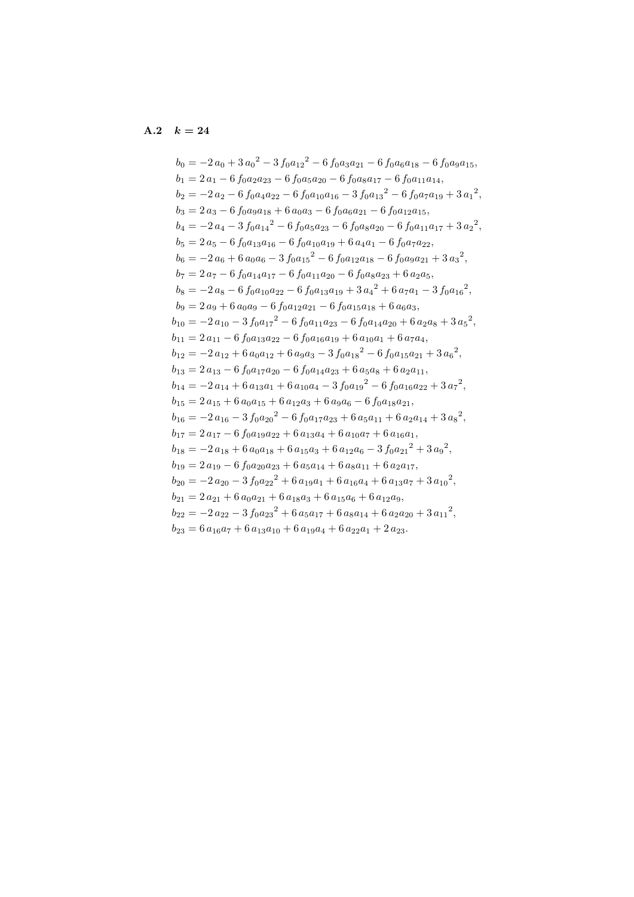### A.2 $k = 24$

$$
\begin{aligned}
b_0 &= -2\,a_0 + 3\,{a_0}^2 - 3\,f_0{a_{12}}^2 - 6\,f_0a_3a_{21} - 6\,f_0a_6a_{18} - 6\,f_0a_9a_{15},\\
b_1 &= 2\,a_1 - 6\,f_0a_2a_{23} - 6\,f_0a_5a_{20} - 6\,f_0a_8a_{17} - 6\,f_0a_{11}a_{14},\\
b_2 &= -2\,a_2 - 6\,f_0a_4a_{22} - 6\,f_0a_{10}a_{16} - 3\,f_0{a_{13}}^2 - 6\,f_0a_7a_{19} + 3\,{a_1}^2,\\
b_3 &= 2\,a_3 - 6\,f_0a_9a_{18} + 6\,a_0a_3 - 6\,f_0a_6a_{21} - 6\,f_0a_{12}a_{15},\\
b_4 &= -2\,a_4 - 3\,f_0{a_{14}}^2 - 6\,f_0a_5a_{23} - 6\,f_0a_8a_{20} - 6\,f_0a_{11}a_{17} + 3\,{a_2}^2,\\
b_5 &= 2\,a_5 - 6\,f_0a_{13}a_{16} - 6\,f_0a_{10}a_{19} + 6\,a_4a_1 - 6\,f_0a_7a_{22},\\
b_6 &= -2\,a_6 + 6\,a_0a_6 - 3\,f_0{a_{15}}^2 - 6\,f_0a_{12}a_{18} - 6\,f_0a_9a_{21} + 3\,{a_3}^2,\\
b_7 &= 2\,a_7 - 6\,f_0a_{14}a_{17} - 6\,f_0a_{11}a_{20} - 6\,f_0a_8a_{23} + 6\,a_2a_5,\\
b_8 &= -2\,a_8 - 6\,f_0a_{10}a_{22} - 6\,f_0a_{13}a_{19} + 3\,{a_4}^2 + 6\,a_7a_1 - 3\,f_0{a_{16}}^2,\\
b_9 &= 2\,a_9 + 6\,a_0a_9 - 6\,f_0a_{12}a_{21} - 6\,f_0a_{15}a_{18} + 6\,a_6a_3,\\
b_{10} &= -2\,a_{10} - 3\,f_0{a_{17}}^2 - 6\,f_0a_{11}a_{23} - 6\,f_0a_{14}a_{20} + 6\,a_2a_8 + 3\,{a_5}^2,\\
b_{11} &= 2\,a_{11} - 6\,f_0a_{13}a_{22} - 6\,f_0a_{16}a_{19} + 6\,a_{10}a_1 + 6\,a_7a_4,\\
b_{12} &= -2\,a_{12} + 6\,a_0a_{12} + 6\,a_9a_3 - 3\,f_0{a_{18}}^2 - 6\,f_0a_{15}a_{21} + 3\,{a_6}^2,\\
b_{13} &= 2\,a_{13} - 6\,f_0a_{17}a_{20} - 6\,f_0a_{14}a_{23} + 6\,a_5a_8 + 6\,a_2a_{11},\\
b_{14} &= -2\,a_{14} + 6\,a_{13}a_1 + 6\,a_{10}a_4 - 3\,f_0{a_{19}}^2 - 6\,f_0a_{16}a_{22} + 3\,{a_7}^2,\\
b_{15} &= 2\,a_{15} + 6\,a_0a_{15} + 6\,a_{12}a_3 + 6\,a_9a_6 - 6\,f_0a_{18}a_{21},\\
b_{16} &= -2\,a_{16} - 3\,f_0{a_{20}}^2 - 6\,f_0a_{17}a_{23} + 6\,a_5a_{11} + 6\,a_2a_{14} + 3\,{a_8}^2,\\
b_{17} &= 2\,a_{17} - 6\,f_0a_{19}a_{22} + 6\,a_{13}a_4 + 6\,a_{10}a_7 + 6\,a_{16}a_1,\\
b_{18} &= -2\,a_{18} + 6\,a_0a_{18} + 6\,a_{15}a_3 + 6\,a_{12}a_6 - 3\,f_0{a_{21}}^2 + 3\,{a_9}^2,\\
b_{19} &= 2\,a_{19} - 6\,f_0a_{20}a_{23} + 6\,a_5a_{14} + 6\,a_8a_{11} + 6\,a_2a_{17},\\
b_{20} &= -2\,a_{20} - 3\,f_0{a_{22}}^2 + 6\,a_{19}a_1 + 6\,a_{16}a_4 + 6\,a_{13}a_7 + 3\,{a_{10}}^2,\\
b_{21} &= 2\,a_{21} + 6\,a_0a_{21} + 6\,a_{18}a_3 + 6\,a_{15}a_6 + 6\,a_{12}a_9,\\
b_{22} &= -2\,a_{22} - 3\,f_0{a_{23}}^2 + 6\,a_5a_{17} + 6\,a_8a_{14} + 6\,a_2a_{20} + 3\,{a_{11}}^2,\\
b_{23} &= 6\,a_{16}a_7 + 6\,a_{13}a_{10} + 6\,a_{19}a_4 + 6\,a_{22}a_1 + 2\,a_{23}.
\end{aligned}
$$